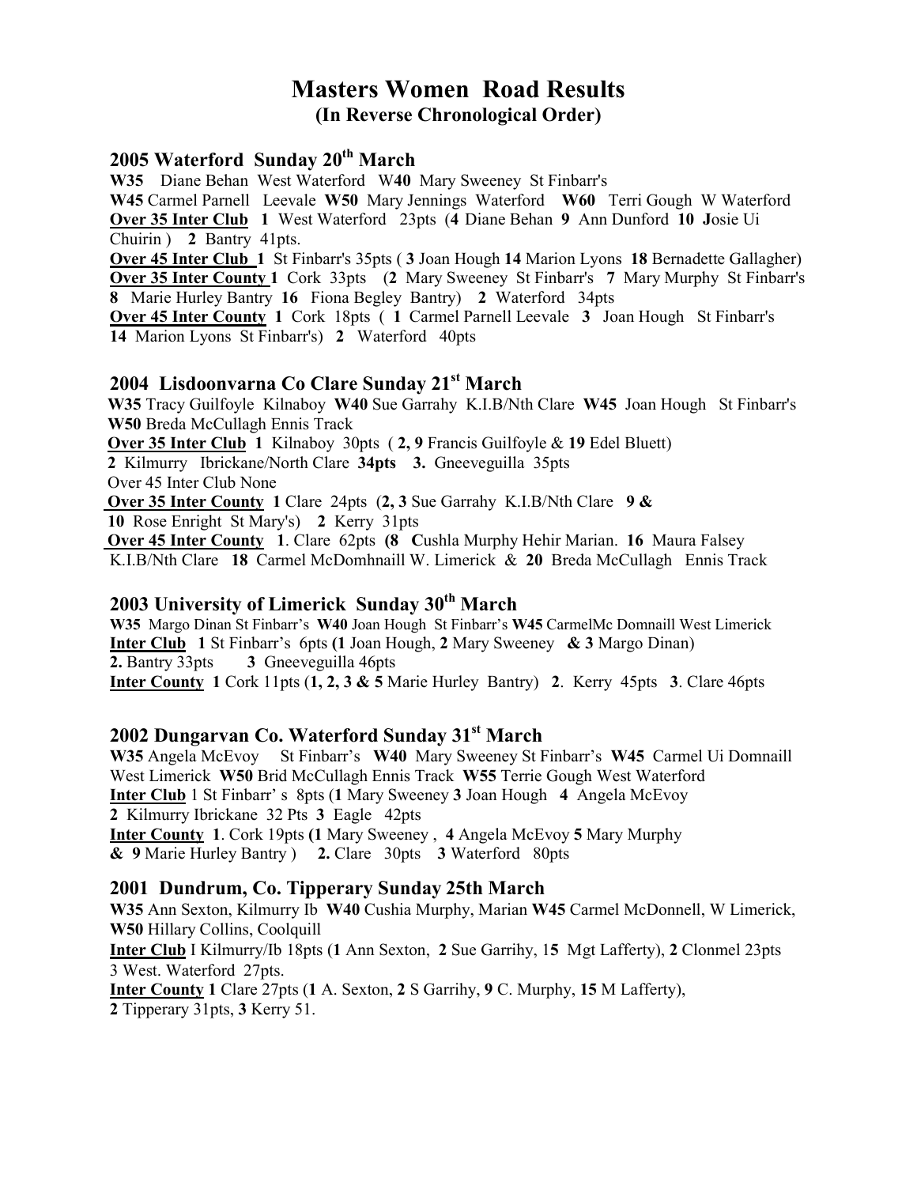# Masters Women Road Results

**(In Reverse Chronological Order)**

## 2005 Waterford Sunday 20th March

**W35** Diane Behan West Waterford W**40** Mary Sweeney St Finbarr's
**W45** Carmel Parnell Leevale **W50** Mary Jennings Waterford **W60** Terri Gough W Waterford
**Over 35 Inter Club** **1** West Waterford 23pts (**4** Diane Behan **9** Ann Dunford **10** **J**osie Ui Chuirin ) **2** Bantry 41pts.
**Over 45 Inter Club** **1** St Finbarr's 35pts ( **3** Joan Hough **14** Marion Lyons **18** Bernadette Gallagher)
**Over 35 Inter County** **1** Cork 33pts (**2** Mary Sweeney St Finbarr's **7** Mary Murphy St Finbarr's **8** Marie Hurley Bantry **16** Fiona Begley Bantry) **2** Waterford 34pts
**Over 45 Inter County** **1** Cork 18pts ( **1** Carmel Parnell Leevale **3** Joan Hough St Finbarr's **14** Marion Lyons St Finbarr's) **2** Waterford 40pts

## 2004 Lisdoonvarna Co Clare Sunday 21st March

**W35** Tracy Guilfoyle Kilnaboy **W40** Sue Garrahy K.I.B/Nth Clare **W45** Joan Hough St Finbarr's
**W50** Breda McCullagh Ennis Track
**Over 35 Inter Club** **1** Kilnaboy 30pts ( **2, 9** Francis Guilfoyle & **19** Edel Bluett)
**2** Kilmurry Ibrickane/North Clare **34pts** **3.** Gneeveguilla 35pts
Over 45 Inter Club None
**Over 35 Inter County** **1** Clare 24pts (**2, 3** Sue Garrahy K.I.B/Nth Clare **9 & 10** Rose Enright St Mary's) **2** Kerry 31pts
**Over 45 Inter County** **1**. Clare 62pts **(8** **C**ushla Murphy Hehir Marian. **16** Maura Falsey K.I.B/Nth Clare **18** Carmel McDomhnaill W. Limerick & **20** Breda McCullagh Ennis Track

## 2003 University of Limerick Sunday 30th March

**W35** Margo Dinan St Finbarr's **W40** Joan Hough St Finbarr's **W45** CarmelMc Domnaill West Limerick
**Inter Club** **1** St Finbarr's 6pts **(1** Joan Hough, **2** Mary Sweeney **& 3** Margo Dinan)
**2.** Bantry 33pts **3** Gneeveguilla 46pts
**Inter County** **1** Cork 11pts (**1, 2, 3 & 5** Marie Hurley Bantry) **2**. Kerry 45pts **3**. Clare 46pts

## 2002 Dungarvan Co. Waterford Sunday 31st March

**W35** Angela McEvoy St Finbarr's **W40** Mary Sweeney St Finbarr's **W45** Carmel Ui Domnaill West Limerick **W50** Brid McCullagh Ennis Track **W55** Terrie Gough West Waterford
**Inter Club** 1 St Finbarr' s 8pts (**1** Mary Sweeney **3** Joan Hough **4** Angela McEvoy
**2** Kilmurry Ibrickane 32 Pts **3** Eagle 42pts
**Inter County** **1**. Cork 19pts **(1** Mary Sweeney , **4** Angela McEvoy **5** Mary Murphy **& 9** Marie Hurley Bantry ) **2.** Clare 30pts **3** Waterford 80pts

## 2001 Dundrum, Co. Tipperary Sunday 25th March

**W35** Ann Sexton, Kilmurry Ib **W40** Cushia Murphy, Marian **W45** Carmel McDonnell, W Limerick, **W50** Hillary Collins, Coolquill
**Inter Club** I Kilmurry/Ib 18pts (**1** Ann Sexton, **2** Sue Garrihy, 1**5** Mgt Lafferty), **2** Clonmel 23pts
3 West. Waterford 27pts.
**Inter County** **1** Clare 27pts (**1** A. Sexton, **2** S Garrihy, **9** C. Murphy, **15** M Lafferty),
**2** Tipperary 31pts, **3** Kerry 51.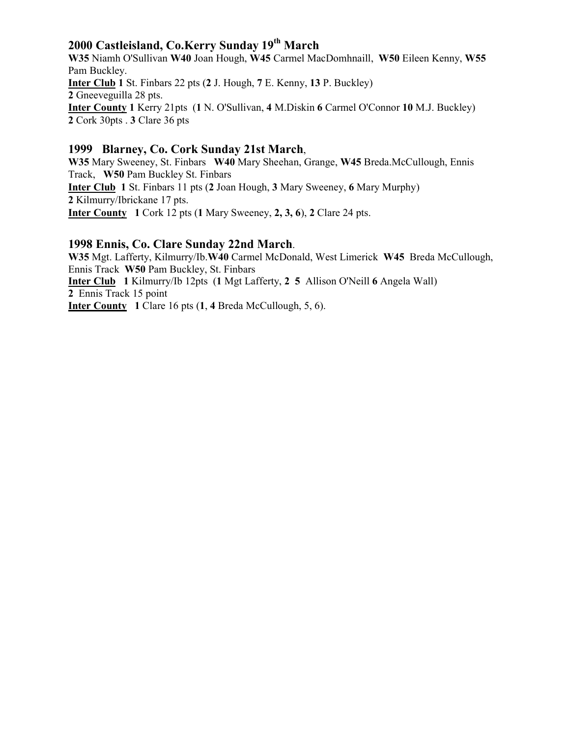### 2000 Castleisland, Co.Kerry Sunday 19th March

**W35** Niamh O'Sullivan **W40** Joan Hough, **W45** Carmel MacDomhnaill, **W50** Eileen Kenny, **W55** Pam Buckley.
**Inter Club** **1** St. Finbars 22 pts (**2** J. Hough, **7** E. Kenny, **13** P. Buckley)
**2** Gneeveguilla 28 pts.
**Inter County** **1** Kerry 21pts (**1** N. O'Sullivan, **4** M.Diskin **6** Carmel O'Connor **10** M.J. Buckley)
**2** Cork 30pts . **3** Clare 36 pts

### 1999 Blarney, Co. Cork Sunday 21st March,

**W35** Mary Sweeney, St. Finbars **W40** Mary Sheehan, Grange, **W45** Breda.McCullough, Ennis Track, **W50** Pam Buckley St. Finbars
**Inter Club** **1** St. Finbars 11 pts (**2** Joan Hough, **3** Mary Sweeney, **6** Mary Murphy)
**2** Kilmurry/Ibrickane 17 pts.
**Inter County** **1** Cork 12 pts (**1** Mary Sweeney, **2, 3, 6**), **2** Clare 24 pts.

### 1998 Ennis, Co. Clare Sunday 22nd March.

**W35** Mgt. Lafferty, Kilmurry/Ib.**W40** Carmel McDonald, West Limerick **W45** Breda McCullough, Ennis Track **W50** Pam Buckley, St. Finbars
**Inter Club** **1** Kilmurry/Ib 12pts (**1** Mgt Lafferty, **2** **5** Allison O'Neill **6** Angela Wall)
**2** Ennis Track 15 point
**Inter County** **1** Clare 16 pts (**1**, **4** Breda McCullough, 5, 6).